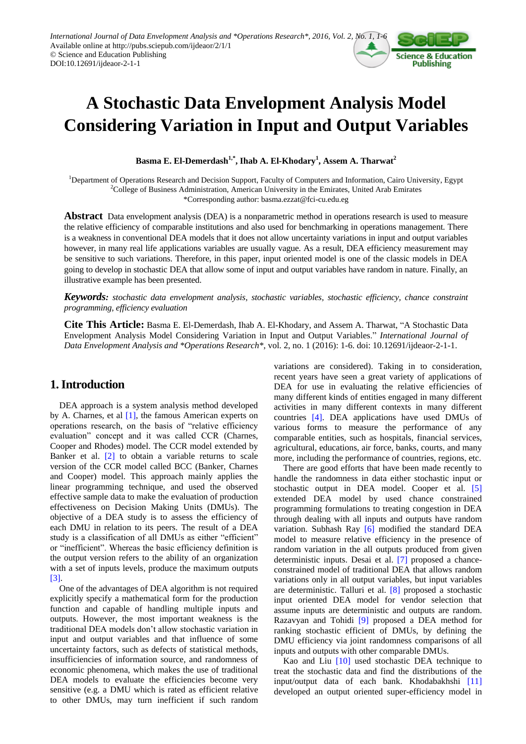# A Stochastic Data Envelopment Analysis Model Considering Variation in Input and Output Variables

**Basma E. El-Demerdash[1,*], Ihab A. El-Khodary[1], Assem A. Tharwat[2]**

[1]Department of Operations Research and Decision Support, Faculty of Computers and Information, Cairo University, Egypt
[2]College of Business Administration, American University in the Emirates, United Arab Emirates
*Corresponding author: basma.ezzat@fci-cu.edu.eg

**Abstract** Data envelopment analysis (DEA) is a nonparametric method in operations research is used to measure the relative efficiency of comparable institutions and also used for benchmarking in operations management. There is a weakness in conventional DEA models that it does not allow uncertainty variations in input and output variables however, in many real life applications variables are usually vague. As a result, DEA efficiency measurement may be sensitive to such variations. Therefore, in this paper, input oriented model is one of the classic models in DEA going to develop in stochastic DEA that allow some of input and output variables have random in nature. Finally, an illustrative example has been presented.

***Keywords:*** *stochastic data envelopment analysis, stochastic variables, stochastic efficiency, chance constraint programming, efficiency evaluation*

**Cite This Article:** Basma E. El-Demerdash, Ihab A. El-Khodary, and Assem A. Tharwat, "A Stochastic Data Envelopment Analysis Model Considering Variation in Input and Output Variables." *International Journal of Data Envelopment Analysis and \*Operations Research\**, vol. 2, no. 1 (2016): 1-6. doi: 10.12691/ijdeaor-2-1-1.

## 1. Introduction

DEA approach is a system analysis method developed by A. Charnes, et al [1], the famous American experts on operations research, on the basis of "relative efficiency evaluation" concept and it was called CCR (Charnes, Cooper and Rhodes) model. The CCR model extended by Banker et al. [2] to obtain a variable returns to scale version of the CCR model called BCC (Banker, Charnes and Cooper) model. This approach mainly applies the linear programming technique, and used the observed effective sample data to make the evaluation of production effectiveness on Decision Making Units (DMUs). The objective of a DEA study is to assess the efficiency of each DMU in relation to its peers. The result of a DEA study is a classification of all DMUs as either "efficient" or "inefficient". Whereas the basic efficiency definition is the output version refers to the ability of an organization with a set of inputs levels, produce the maximum outputs [3].

One of the advantages of DEA algorithm is not required explicitly specify a mathematical form for the production function and capable of handling multiple inputs and outputs. However, the most important weakness is the traditional DEA models don't allow stochastic variation in input and output variables and that influence of some uncertainty factors, such as defects of statistical methods, insufficiencies of information source, and randomness of economic phenomena, which makes the use of traditional DEA models to evaluate the efficiencies become very sensitive (e.g. a DMU which is rated as efficient relative to other DMUs, may turn inefficient if such random variations are considered). Taking in to consideration, recent years have seen a great variety of applications of DEA for use in evaluating the relative efficiencies of many different kinds of entities engaged in many different activities in many different contexts in many different countries [4]. DEA applications have used DMUs of various forms to measure the performance of any comparable entities, such as hospitals, financial services, agricultural, educations, air force, banks, courts, and many more, including the performance of countries, regions, etc.

There are good efforts that have been made recently to handle the randomness in data either stochastic input or stochastic output in DEA model. Cooper et al. [5] extended DEA model by used chance constrained programming formulations to treating congestion in DEA through dealing with all inputs and outputs have random variation. Subhash Ray [6] modified the standard DEA model to measure relative efficiency in the presence of random variation in the all outputs produced from given deterministic inputs. Desai et al. [7] proposed a chance-constrained model of traditional DEA that allows random variations only in all output variables, but input variables are deterministic. Talluri et al. [8] proposed a stochastic input oriented DEA model for vendor selection that assume inputs are deterministic and outputs are random. Razavyan and Tohidi [9] proposed a DEA method for ranking stochastic efficient of DMUs, by defining the DMU efficiency via joint randomness comparisons of all inputs and outputs with other comparable DMUs.

Kao and Liu [10] used stochastic DEA technique to treat the stochastic data and find the distributions of the input/output data of each bank. Khodabakhshi [11] developed an output oriented super-efficiency model in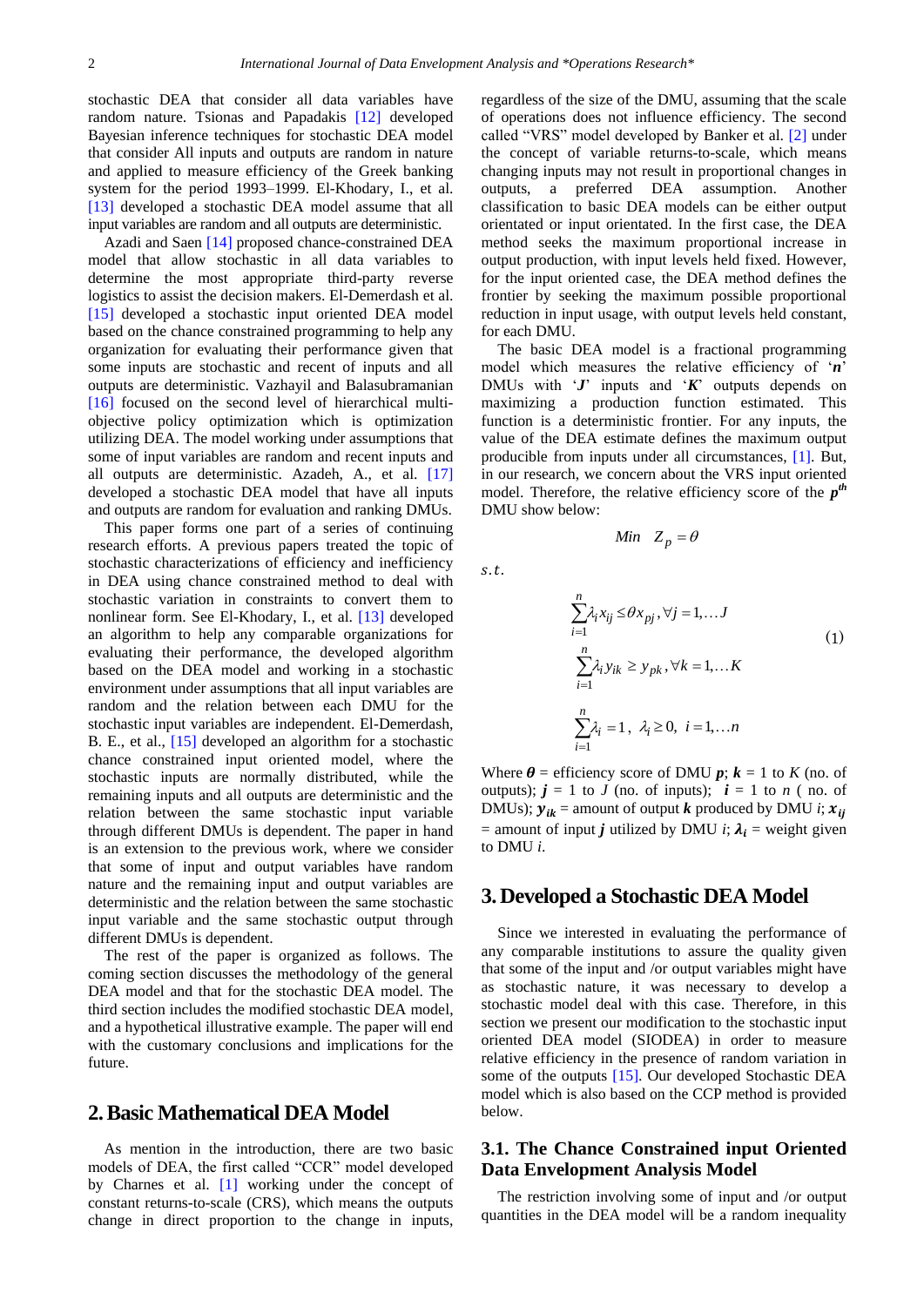stochastic DEA that consider all data variables have random nature. Tsionas and Papadakis [12] developed Bayesian inference techniques for stochastic DEA model that consider All inputs and outputs are random in nature and applied to measure efficiency of the Greek banking system for the period 1993–1999. El-Khodary, I., et al. [13] developed a stochastic DEA model assume that all input variables are random and all outputs are deterministic.

Azadi and Saen [14] proposed chance-constrained DEA model that allow stochastic in all data variables to determine the most appropriate third-party reverse logistics to assist the decision makers. El-Demerdash et al. [15] developed a stochastic input oriented DEA model based on the chance constrained programming to help any organization for evaluating their performance given that some inputs are stochastic and recent of inputs and all outputs are deterministic. Vazhayil and Balasubramanian [16] focused on the second level of hierarchical multi-objective policy optimization which is optimization utilizing DEA. The model working under assumptions that some of input variables are random and recent inputs and all outputs are deterministic. Azadeh, A., et al. [17] developed a stochastic DEA model that have all inputs and outputs are random for evaluation and ranking DMUs.

This paper forms one part of a series of continuing research efforts. A previous papers treated the topic of stochastic characterizations of efficiency and inefficiency in DEA using chance constrained method to deal with stochastic variation in constraints to convert them to nonlinear form. See El-Khodary, I., et al. [13] developed an algorithm to help any comparable organizations for evaluating their performance, the developed algorithm based on the DEA model and working in a stochastic environment under assumptions that all input variables are random and the relation between each DMU for the stochastic input variables are independent. El-Demerdash, B. E., et al., [15] developed an algorithm for a stochastic chance constrained input oriented model, where the stochastic inputs are normally distributed, while the remaining inputs and all outputs are deterministic and the relation between the same stochastic input variable through different DMUs is dependent. The paper in hand is an extension to the previous work, where we consider that some of input and output variables have random nature and the remaining input and output variables are deterministic and the relation between the same stochastic input variable and the same stochastic output through different DMUs is dependent.

The rest of the paper is organized as follows. The coming section discusses the methodology of the general DEA model and that for the stochastic DEA model. The third section includes the modified stochastic DEA model, and a hypothetical illustrative example. The paper will end with the customary conclusions and implications for the future.

# 2. Basic Mathematical DEA Model

As mention in the introduction, there are two basic models of DEA, the first called "CCR" model developed by Charnes et al. [1] working under the concept of constant returns-to-scale (CRS), which means the outputs change in direct proportion to the change in inputs, regardless of the size of the DMU, assuming that the scale of operations does not influence efficiency. The second called "VRS" model developed by Banker et al. [2] under the concept of variable returns-to-scale, which means changing inputs may not result in proportional changes in outputs, a preferred DEA assumption. Another classification to basic DEA models can be either output orientated or input orientated. In the first case, the DEA method seeks the maximum proportional increase in output production, with input levels held fixed. However, for the input oriented case, the DEA method defines the frontier by seeking the maximum possible proportional reduction in input usage, with output levels held constant, for each DMU.

The basic DEA model is a fractional programming model which measures the relative efficiency of '***n***' DMUs with '***J***' inputs and '***K***' outputs depends on maximizing a production function estimated. This function is a deterministic frontier. For any inputs, the value of the DEA estimate defines the maximum output producible from inputs under all circumstances, [1]. But, in our research, we concern about the VRS input oriented model. Therefore, the relative efficiency score of the $p^{th}$ DMU show below:

$$Min \quad Z_p = \theta$$

s.t.

$$\begin{aligned} &\sum_{i=1}^{n} \lambda_i x_{ij} \le \theta x_{pj}, \forall j = 1, \dots J \\ &\sum_{i=1}^{n} \lambda_i y_{ik} \ge y_{pk}, \forall k = 1, \dots K \\ &\sum_{i=1}^{n} \lambda_i = 1, \ \lambda_i \ge 0, \ i = 1, \dots n \end{aligned} \tag{1}$$

Where $\boldsymbol{\theta}$ = efficiency score of DMU $\boldsymbol{p}$; $\boldsymbol{k}$ = 1 to $K$ (no. of outputs); $\boldsymbol{j}$ = 1 to $J$ (no. of inputs); $\boldsymbol{i}$ = 1 to $n$ ( no. of DMUs); $\boldsymbol{y_{ik}}$ = amount of output $\boldsymbol{k}$ produced by DMU $i$; $\boldsymbol{x_{ij}}$ = amount of input $\boldsymbol{j}$ utilized by DMU $i$; $\boldsymbol{\lambda_i}$ = weight given to DMU $i$.

# 3. Developed a Stochastic DEA Model

Since we interested in evaluating the performance of any comparable institutions to assure the quality given that some of the input and /or output variables might have as stochastic nature, it was necessary to develop a stochastic model deal with this case. Therefore, in this section we present our modification to the stochastic input oriented DEA model (SIODEA) in order to measure relative efficiency in the presence of random variation in some of the outputs [15]. Our developed Stochastic DEA model which is also based on the CCP method is provided below.

## 3.1. The Chance Constrained input Oriented Data Envelopment Analysis Model

The restriction involving some of input and /or output quantities in the DEA model will be a random inequality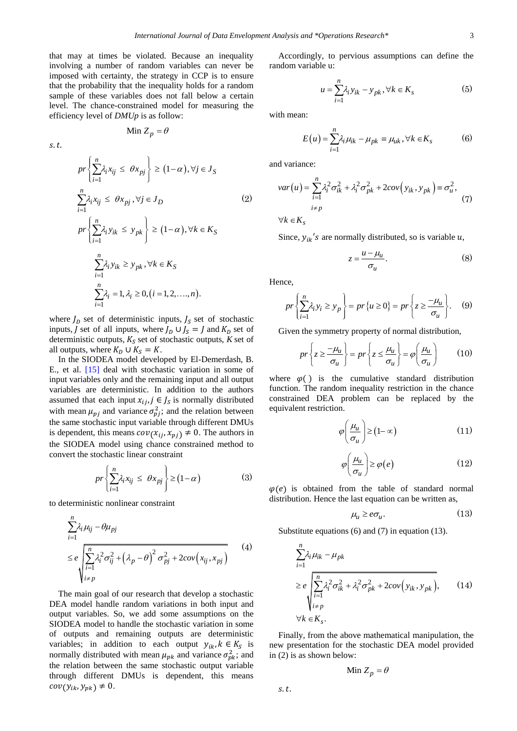that may at times be violated. Because an inequality involving a number of random variables can never be imposed with certainty, the strategy in CCP is to ensure that the probability that the inequality holds for a random sample of these variables does not fall below a certain level. The chance-constrained model for measuring the efficiency level of *DMUp* is as follow:

$$\text{Min } Z_p = \theta$$

*s. t.*

$$
\begin{aligned}
& pr\left\{\sum_{i=1}^{n}\lambda_i x_{ij} \le \theta x_{pj}\right\} \ge (1-\alpha), \forall j \in J_S \\
& \sum_{i=1}^{n}\lambda_i x_{ij} \le \theta x_{pj}, \forall j \in J_D \\
& pr\left\{\sum_{i=1}^{n}\lambda_i y_{ik} \le y_{pk}\right\} \ge (1-\alpha), \forall k \in K_S \\
& \sum_{i=1}^{n}\lambda_i y_{ik} \ge y_{pk}, \forall k \in K_S \\
& \sum_{i=1}^{n}\lambda_i = 1, \lambda_i \ge 0, (i = 1,2,\ldots,n).
\end{aligned} \tag{2}
$$

where $J_D$ set of deterministic inputs, $J_S$ set of stochastic inputs, $J$ set of all inputs, where $J_D \cup J_S = J$ and $K_D$ set of deterministic outputs, $K_S$ set of stochastic outputs, $K$ set of all outputs, where $K_D \cup K_S = K$.

In the SIODEA model developed by El-Demerdash, B. E., et al. [15] deal with stochastic variation in some of input variables only and the remaining input and all output variables are deterministic. In addition to the authors assumed that each input $x_{ij}, j \in J_S$ is normally distributed with mean $\mu_{pj}$ and variance $\sigma_{pj}^2$; and the relation between the same stochastic input variable through different DMUs is dependent, this means $cov(x_{ij}, x_{pj}) \neq 0$. The authors in the SIODEA model using chance constrained method to convert the stochastic linear constraint

$$pr\left\{\sum_{i=1}^{n}\lambda_i x_{ij} \le \theta x_{pj}\right\} \ge (1-\alpha) \tag{3}$$

to deterministic nonlinear constraint

$$
\begin{aligned}
& \sum_{i=1}^{n}\lambda_i \mu_{ij} - \theta\mu_{pj} \\
& \le e\sqrt{\sum_{\substack{i=1 \\ i \ne p}}^{n}\lambda_i^2\sigma_{ij}^2 + \left(\lambda_p - \theta\right)^2\sigma_{pj}^2 + 2cov\left(x_{ij}, x_{pj}\right)}
\end{aligned} \tag{4}
$$

The main goal of our research that develop a stochastic DEA model handle random variations in both input and output variables. So, we add some assumptions on the SIODEA model to handle the stochastic variation in some of outputs and remaining outputs are deterministic variables; in addition to each output $y_{ik}, k \in K_S$ is normally distributed with mean $\mu_{pk}$ and variance $\sigma_{pk}^2$; and the relation between the same stochastic output variable through different DMUs is dependent, this means $cov(y_{ik}, y_{pk}) \neq 0$.

Accordingly, to pervious assumptions can define the random variable u:

$$u = \sum_{i=1}^{n}\lambda_i y_{ik} - y_{pk}, \forall k \in K_s \tag{5}$$

with mean:

$$E(u) = \sum_{i=1}^{n}\lambda_i \mu_{ik} - \mu_{pk} \equiv \mu_{uk}, \forall k \in K_S \tag{6}$$

and variance:

$$var(u) = \sum_{\substack{i=1 \\ i \ne p}}^{n}\lambda_i^2\sigma_{ik}^2 + \lambda_i^2\sigma_{pk}^2 + 2cov\left(y_{ik}, y_{pk}\right) \equiv \sigma_u^2, \quad \forall k \in K_S \tag{7}$$

Since, $y_{ik}'s$ are normally distributed, so is variable $u$,

$$z = \frac{u - \mu_u}{\sigma_u}. \tag{8}$$

Hence,

$$pr\left\{\sum_{i=1}^{n}\lambda_i y_i \ge y_p\right\} = pr\{u \ge 0\} = pr\left\{z \ge \frac{-\mu_u}{\sigma_u}\right\}. \tag{9}$$

Given the symmetry property of normal distribution,

$$pr\left\{z \ge \frac{-\mu_u}{\sigma_u}\right\} = pr\left\{z \le \frac{\mu_u}{\sigma_u}\right\} = \varphi\left(\frac{\mu_u}{\sigma_u}\right) \tag{10}$$

where $\varphi()$ is the cumulative standard distribution function. The random inequality restriction in the chance constrained DEA problem can be replaced by the equivalent restriction.

$$\varphi\left(\frac{\mu_u}{\sigma_u}\right) \ge (1-\propto) \tag{11}$$

$$\varphi\left(\frac{\mu_u}{\sigma_u}\right) \ge \varphi(e) \tag{12}$$

$\varphi(e)$ is obtained from the table of standard normal distribution. Hence the last equation can be written as,

$$\mu_u \ge e\sigma_u. \tag{13}$$

Substitute equations (6) and (7) in equation (13).

$$
\begin{aligned}
& \sum_{i=1}^{n}\lambda_i \mu_{ik} - \mu_{pk} \\
& \ge e\sqrt{\sum_{\substack{i=1 \\ i \ne p}}^{n}\lambda_i^2\sigma_{ik}^2 + \lambda_i^2\sigma_{pk}^2 + 2cov\left(y_{ik}, y_{pk}\right)}, \\
& \forall k \in K_s.
\end{aligned} \tag{14}
$$

Finally, from the above mathematical manipulation, the new presentation for the stochastic DEA model provided in (2) is as shown below:

$$\text{Min } Z_p = \theta$$

*s. t.*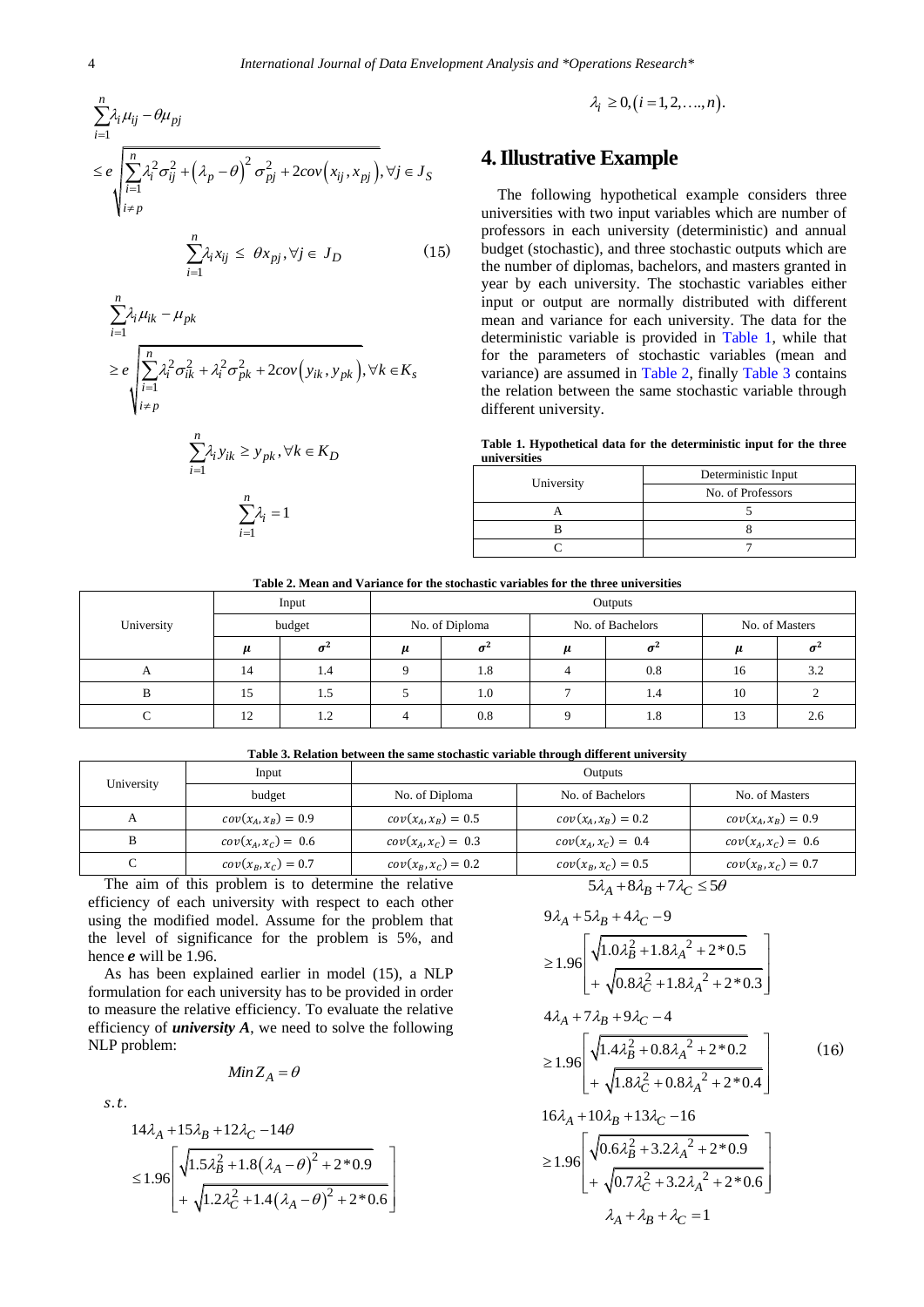$$\sum_{i=1}^{n} \lambda_i \mu_{ij} - \theta \mu_{pj} \le e \sqrt{\sum_{\substack{i=1 \\ i \ne p}}^{n} \lambda_i^2 \sigma_{ij}^2 + \left(\lambda_p - \theta\right)^2 \sigma_{pj}^2 + 2cov\left(x_{ij}, x_{pj}\right)}, \forall j \in J_S$$

$$\sum_{i=1}^{n} \lambda_i x_{ij} \le \theta x_{pj}, \forall j \in J_D \tag{15}$$

$$\sum_{i=1}^{n} \lambda_i \mu_{ik} - \mu_{pk} \ge e \sqrt{\sum_{\substack{i=1 \\ i \ne p}}^{n} \lambda_i^2 \sigma_{ik}^2 + \lambda_i^2 \sigma_{pk}^2 + 2cov\left(y_{ik}, y_{pk}\right)}, \forall k \in K_s$$

$$\sum_{i=1}^{n} \lambda_i y_{ik} \ge y_{pk}, \forall k \in K_D$$

$$\sum_{i=1}^{n} \lambda_i = 1$$

$$\lambda_i \ge 0, \left(i = 1, 2, \ldots., n\right).$$

## 4. Illustrative Example

The following hypothetical example considers three universities with two input variables which are number of professors in each university (deterministic) and annual budget (stochastic), and three stochastic outputs which are the number of diplomas, bachelors, and masters granted in year by each university. The stochastic variables either input or output are normally distributed with different mean and variance for each university. The data for the deterministic variable is provided in Table 1, while that for the parameters of stochastic variables (mean and variance) are assumed in Table 2, finally Table 3 contains the relation between the same stochastic variable through different university.

**Table 1. Hypothetical data for the deterministic input for the three universities**

| University | Deterministic Input |
|---|---|
| | No. of Professors |
| A | 5 |
| B | 8 |
| C | 7 |

**Table 2. Mean and Variance for the stochastic variables for the three universities**

| University | Input | | Outputs | | | | | |
|---|---|---|---|---|---|---|---|---|
| | budget | | No. of Diploma | | No. of Bachelors | | No. of Masters | |
| | $\mu$ | $\sigma^2$ | $\mu$ | $\sigma^2$ | $\mu$ | $\sigma^2$ | $\mu$ | $\sigma^2$ |
| A | 14 | 1.4 | 9 | 1.8 | 4 | 0.8 | 16 | 3.2 |
| B | 15 | 1.5 | 5 | 1.0 | 7 | 1.4 | 10 | 2 |
| C | 12 | 1.2 | 4 | 0.8 | 9 | 1.8 | 13 | 2.6 |

**Table 3. Relation between the same stochastic variable through different university**

| University | Input | Outputs | | |
|---|---|---|---|---|
| | budget | No. of Diploma | No. of Bachelors | No. of Masters |
| A | $cov(x_A, x_B) = 0.9$ | $cov(x_A, x_B) = 0.5$ | $cov(x_A, x_B) = 0.2$ | $cov(x_A, x_B) = 0.9$ |
| B | $cov(x_A, x_C) = 0.6$ | $cov(x_A, x_C) = 0.3$ | $cov(x_A, x_C) = 0.4$ | $cov(x_A, x_C) = 0.6$ |
| C | $cov(x_B, x_C) = 0.7$ | $cov(x_B, x_C) = 0.2$ | $cov(x_B, x_C) = 0.5$ | $cov(x_B, x_C) = 0.7$ |

The aim of this problem is to determine the relative efficiency of each university with respect to each other using the modified model. Assume for the problem that the level of significance for the problem is 5%, and hence ***e*** will be 1.96.

As has been explained earlier in model (15), a NLP formulation for each university has to be provided in order to measure the relative efficiency. To evaluate the relative efficiency of ***university A***, we need to solve the following NLP problem:

$$Min\, Z_A = \theta$$

s.t.

$$14\lambda_A + 15\lambda_B + 12\lambda_C - 14\theta \le 1.96 \left[ \sqrt{1.5\lambda_B^2 + 1.8\left(\lambda_A - \theta\right)^2 + 2*0.9} + \sqrt{1.2\lambda_C^2 + 1.4\left(\lambda_A - \theta\right)^2 + 2*0.6} \right]$$

$$5\lambda_A + 8\lambda_B + 7\lambda_C \le 5\theta$$

$$9\lambda_A + 5\lambda_B + 4\lambda_C - 9 \ge 1.96 \left[ \sqrt{1.0\lambda_B^2 + 1.8\lambda_A^2 + 2*0.5} + \sqrt{0.8\lambda_C^2 + 1.8\lambda_A^2 + 2*0.3} \right]$$

$$4\lambda_A + 7\lambda_B + 9\lambda_C - 4 \ge 1.96 \left[ \sqrt{1.4\lambda_B^2 + 0.8\lambda_A^2 + 2*0.2} + \sqrt{1.8\lambda_C^2 + 0.8\lambda_A^2 + 2*0.4} \right] \tag{16}$$

$$16\lambda_A + 10\lambda_B + 13\lambda_C - 16 \ge 1.96 \left[ \sqrt{0.6\lambda_B^2 + 3.2\lambda_A^2 + 2*0.9} + \sqrt{0.7\lambda_C^2 + 3.2\lambda_A^2 + 2*0.6} \right]$$

$$\lambda_A + \lambda_B + \lambda_C = 1$$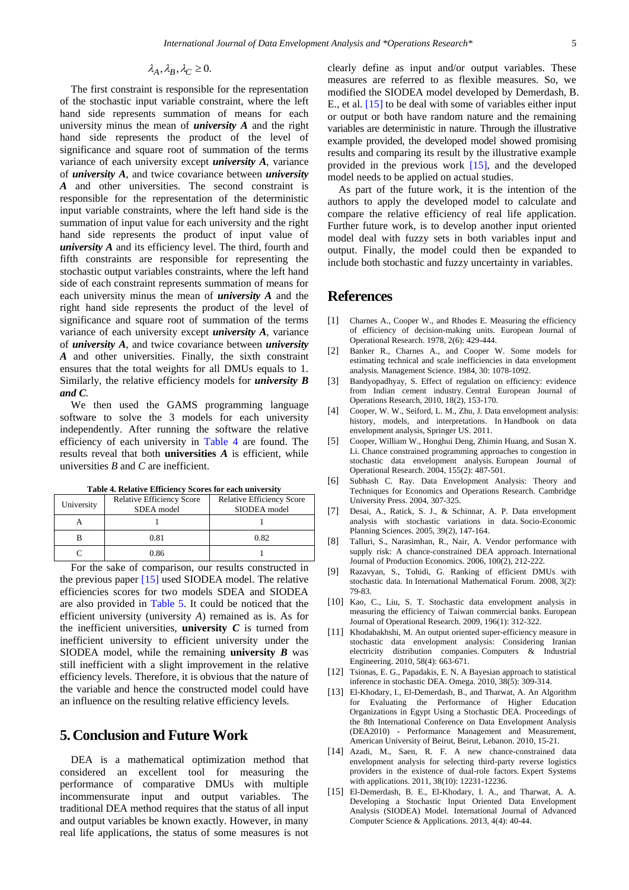$$\lambda_A, \lambda_B, \lambda_C \geq 0.$$

The first constraint is responsible for the representation of the stochastic input variable constraint, where the left hand side represents summation of means for each university minus the mean of ***university A*** and the right hand side represents the product of the level of significance and square root of summation of the terms variance of each university except ***university A***, variance of ***university A***, and twice covariance between ***university A*** and other universities. The second constraint is responsible for the representation of the deterministic input variable constraints, where the left hand side is the summation of input value for each university and the right hand side represents the product of input value of ***university A*** and its efficiency level. The third, fourth and fifth constraints are responsible for representing the stochastic output variables constraints, where the left hand side of each constraint represents summation of means for each university minus the mean of ***university A*** and the right hand side represents the product of the level of significance and square root of summation of the terms variance of each university except ***university A***, variance of ***university A***, and twice covariance between ***university A*** and other universities. Finally, the sixth constraint ensures that the total weights for all DMUs equals to 1. Similarly, the relative efficiency models for ***university B and C***.

We then used the GAMS programming language software to solve the 3 models for each university independently. After running the software the relative efficiency of each university in Table 4 are found. The results reveal that both **universities *A*** is efficient, while universities *B* and *C* are inefficient.

**Table 4. Relative Efficiency Scores for each university**

| University | Relative Efficiency Score SDEA model | Relative Efficiency Score SIODEA model |
|---|---|---|
| A | 1 | 1 |
| B | 0.81 | 0.82 |
| C | 0.86 | 1 |

For the sake of comparison, our results constructed in the previous paper [15] used SIODEA model. The relative efficiencies scores for two models SDEA and SIODEA are also provided in Table 5. It could be noticed that the efficient university (university *A*) remained as is. As for the inefficient universities, **university *C*** is turned from inefficient university to efficient university under the SIODEA model, while the remaining **university *B*** was still inefficient with a slight improvement in the relative efficiency levels. Therefore, it is obvious that the nature of the variable and hence the constructed model could have an influence on the resulting relative efficiency levels.

## 5. Conclusion and Future Work

DEA is a mathematical optimization method that considered an excellent tool for measuring the performance of comparative DMUs with multiple incommensurate input and output variables. The traditional DEA method requires that the status of all input and output variables be known exactly. However, in many real life applications, the status of some measures is not clearly define as input and/or output variables. These measures are referred to as flexible measures. So, we modified the SIODEA model developed by Demerdash, B. E., et al. [15] to be deal with some of variables either input or output or both have random nature and the remaining variables are deterministic in nature. Through the illustrative example provided, the developed model showed promising results and comparing its result by the illustrative example provided in the previous work [15], and the developed model needs to be applied on actual studies.

As part of the future work, it is the intention of the authors to apply the developed model to calculate and compare the relative efficiency of real life application. Further future work, is to develop another input oriented model deal with fuzzy sets in both variables input and output. Finally, the model could then be expanded to include both stochastic and fuzzy uncertainty in variables.

## References

[1] Charnes A., Cooper W., and Rhodes E. Measuring the efficiency of efficiency of decision-making units. European Journal of Operational Research. 1978, 2(6): 429-444.

[2] Banker R., Charnes A., and Cooper W. Some models for estimating technical and scale inefficiencies in data envelopment analysis. Management Science. 1984, 30: 1078-1092.

[3] Bandyopadhyay, S. Effect of regulation on efficiency: evidence from Indian cement industry. Central European Journal of Operations Research, 2010, 18(2), 153-170.

[4] Cooper, W. W., Seiford, L. M., Zhu, J. Data envelopment analysis: history, models, and interpretations. In Handbook on data envelopment analysis, Springer US. 2011.

[5] Cooper, William W., Honghui Deng, Zhimin Huang, and Susan X. Li. Chance constrained programming approaches to congestion in stochastic data envelopment analysis. European Journal of Operational Research. 2004, 155(2): 487-501.

[6] Subhash C. Ray. Data Envelopment Analysis: Theory and Techniques for Economics and Operations Research. Cambridge University Press. 2004, 307-325.

[7] Desai, A., Ratick, S. J., & Schinnar, A. P. Data envelopment analysis with stochastic variations in data. Socio-Economic Planning Sciences. 2005, 39(2), 147-164.

[8] Talluri, S., Narasimhan, R., Nair, A. Vendor performance with supply risk: A chance-constrained DEA approach. International Journal of Production Economics. 2006, 100(2), 212-222.

[9] Razavyan, S., Tohidi, G. Ranking of efficient DMUs with stochastic data. In International Mathematical Forum. 2008, 3(2): 79-83.

[10] Kao, C., Liu, S. T. Stochastic data envelopment analysis in measuring the efficiency of Taiwan commercial banks. European Journal of Operational Research. 2009, 196(1): 312-322.

[11] Khodabakhshi, M. An output oriented super-efficiency measure in stochastic data envelopment analysis: Considering Iranian electricity distribution companies. Computers & Industrial Engineering. 2010, 58(4): 663-671.

[12] Tsionas, E. G., Papadakis, E. N. A Bayesian approach to statistical inference in stochastic DEA. Omega. 2010, 38(5): 309-314.

[13] El-Khodary, I., El-Demerdash, B., and Tharwat, A. An Algorithm for Evaluating the Performance of Higher Education Organizations in Egypt Using a Stochastic DEA. Proceedings of the 8th International Conference on Data Envelopment Analysis (DEA2010) - Performance Management and Measurement, American University of Beirut, Beirut, Lebanon. 2010, 15-21.

[14] Azadi, M., Saen, R. F. A new chance-constrained data envelopment analysis for selecting third-party reverse logistics providers in the existence of dual-role factors. Expert Systems with applications. 2011, 38(10): 12231-12236.

[15] El-Demerdash, B. E., El-Khodary, I. A., and Tharwat, A. A. Developing a Stochastic Input Oriented Data Envelopment Analysis (SIODEA) Model. International Journal of Advanced Computer Science & Applications. 2013, 4(4): 40-44.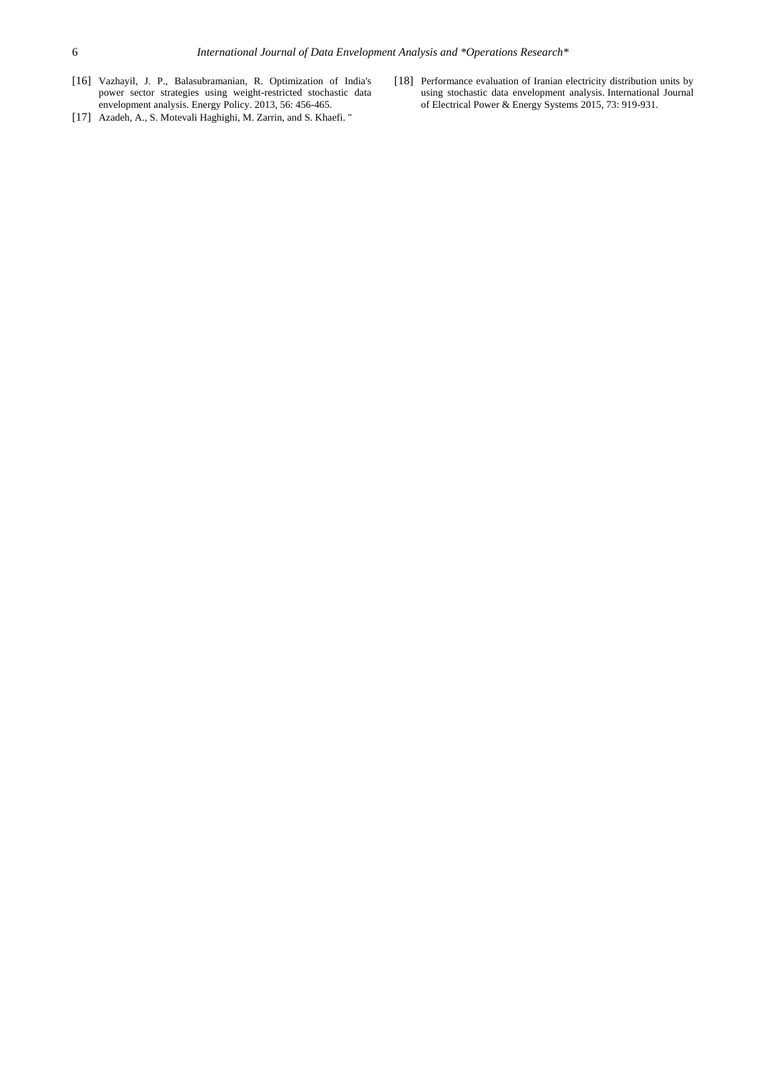[16] Vazhayil, J. P., Balasubramanian, R. Optimization of India's power sector strategies using weight-restricted stochastic data envelopment analysis. Energy Policy. 2013, 56: 456-465.

[17] Azadeh, A., S. Motevali Haghighi, M. Zarrin, and S. Khaefi. "

[18] Performance evaluation of Iranian electricity distribution units by using stochastic data envelopment analysis. International Journal of Electrical Power & Energy Systems 2015, 73: 919-931.